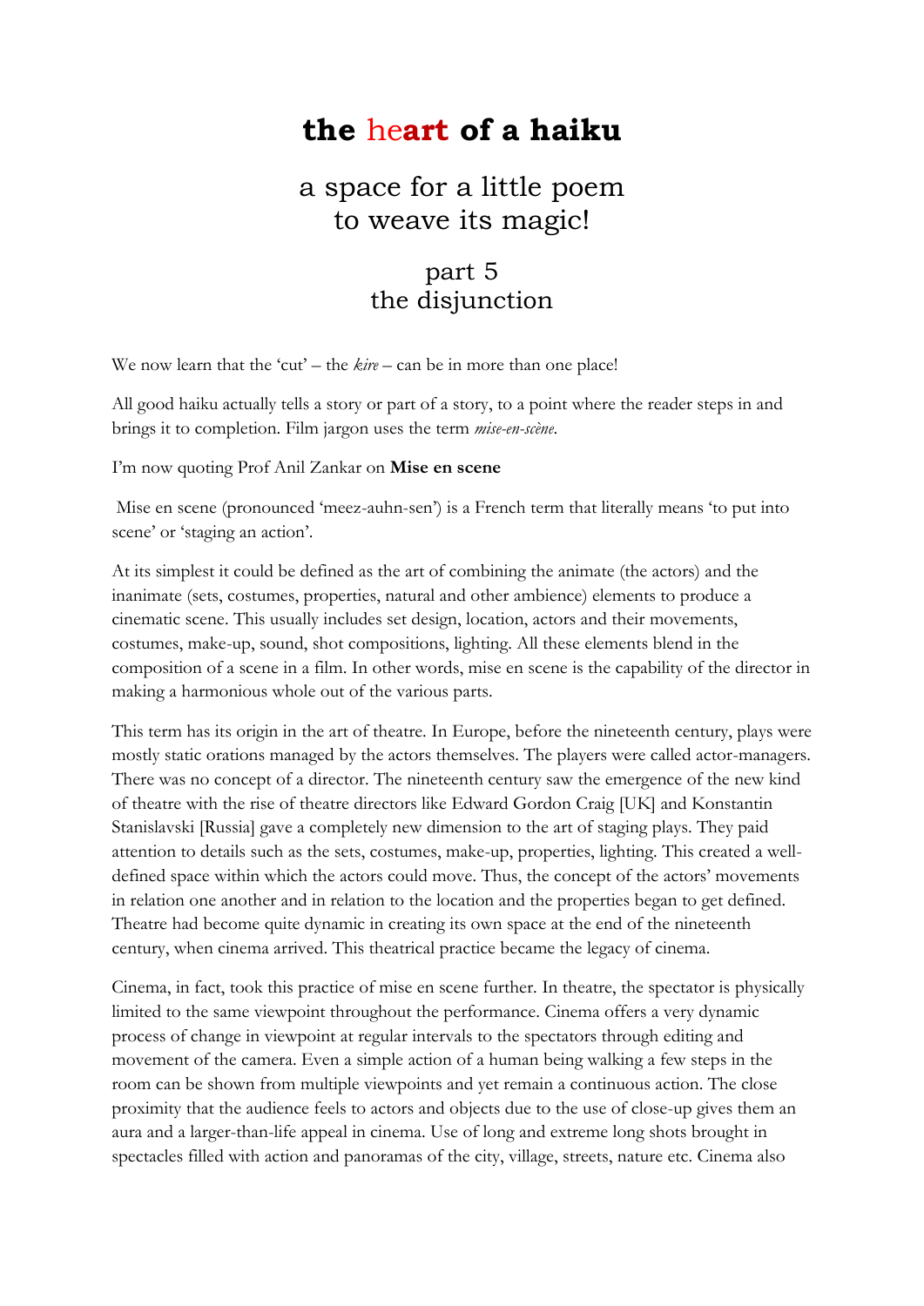# the heart of a haiku

## a space for a little poem
## to weave its magic!

### part 5
### the disjunction

We now learn that the 'cut' – the *kire* – can be in more than one place!

All good haiku actually tells a story or part of a story, to a point where the reader steps in and brings it to completion. Film jargon uses the term *mise-en-scène*.

I'm now quoting Prof Anil Zankar on **Mise en scene**

Mise en scene (pronounced 'meez-auhn-sen') is a French term that literally means 'to put into scene' or 'staging an action'.

At its simplest it could be defined as the art of combining the animate (the actors) and the inanimate (sets, costumes, properties, natural and other ambience) elements to produce a cinematic scene. This usually includes set design, location, actors and their movements, costumes, make-up, sound, shot compositions, lighting. All these elements blend in the composition of a scene in a film. In other words, mise en scene is the capability of the director in making a harmonious whole out of the various parts.

This term has its origin in the art of theatre. In Europe, before the nineteenth century, plays were mostly static orations managed by the actors themselves. The players were called actor-managers. There was no concept of a director. The nineteenth century saw the emergence of the new kind of theatre with the rise of theatre directors like Edward Gordon Craig [UK] and Konstantin Stanislavski [Russia] gave a completely new dimension to the art of staging plays. They paid attention to details such as the sets, costumes, make-up, properties, lighting. This created a well-defined space within which the actors could move. Thus, the concept of the actors' movements in relation one another and in relation to the location and the properties began to get defined. Theatre had become quite dynamic in creating its own space at the end of the nineteenth century, when cinema arrived. This theatrical practice became the legacy of cinema.

Cinema, in fact, took this practice of mise en scene further. In theatre, the spectator is physically limited to the same viewpoint throughout the performance. Cinema offers a very dynamic process of change in viewpoint at regular intervals to the spectators through editing and movement of the camera. Even a simple action of a human being walking a few steps in the room can be shown from multiple viewpoints and yet remain a continuous action. The close proximity that the audience feels to actors and objects due to the use of close-up gives them an aura and a larger-than-life appeal in cinema. Use of long and extreme long shots brought in spectacles filled with action and panoramas of the city, village, streets, nature etc. Cinema also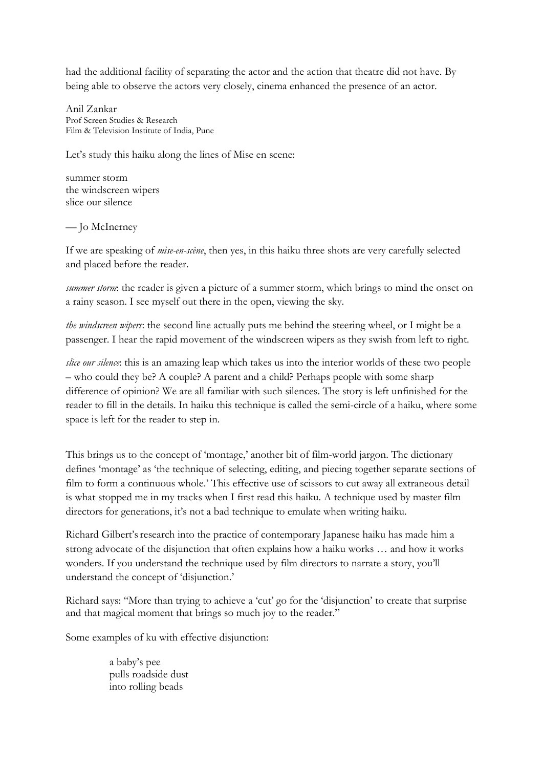had the additional facility of separating the actor and the action that theatre did not have. By being able to observe the actors very closely, cinema enhanced the presence of an actor.

Anil Zankar
Prof Screen Studies & Research
Film & Television Institute of India, Pune

Let's study this haiku along the lines of Mise en scene:

summer storm
the windscreen wipers
slice our silence

— Jo McInerney

If we are speaking of *mise-en-scène*, then yes, in this haiku three shots are very carefully selected and placed before the reader.

*summer storm*: the reader is given a picture of a summer storm, which brings to mind the onset on a rainy season. I see myself out there in the open, viewing the sky.

*the windscreen wipers*: the second line actually puts me behind the steering wheel, or I might be a passenger. I hear the rapid movement of the windscreen wipers as they swish from left to right.

*slice our silence*: this is an amazing leap which takes us into the interior worlds of these two people – who could they be? A couple? A parent and a child? Perhaps people with some sharp difference of opinion? We are all familiar with such silences. The story is left unfinished for the reader to fill in the details. In haiku this technique is called the semi-circle of a haiku, where some space is left for the reader to step in.

This brings us to the concept of 'montage,' another bit of film-world jargon. The dictionary defines 'montage' as 'the technique of selecting, editing, and piecing together separate sections of film to form a continuous whole.' This effective use of scissors to cut away all extraneous detail is what stopped me in my tracks when I first read this haiku. A technique used by master film directors for generations, it's not a bad technique to emulate when writing haiku.

Richard Gilbert's research into the practice of contemporary Japanese haiku has made him a strong advocate of the disjunction that often explains how a haiku works … and how it works wonders. If you understand the technique used by film directors to narrate a story, you'll understand the concept of 'disjunction.'

Richard says: "More than trying to achieve a 'cut' go for the 'disjunction' to create that surprise and that magical moment that brings so much joy to the reader."

Some examples of ku with effective disjunction:

a baby's pee
pulls roadside dust
into rolling beads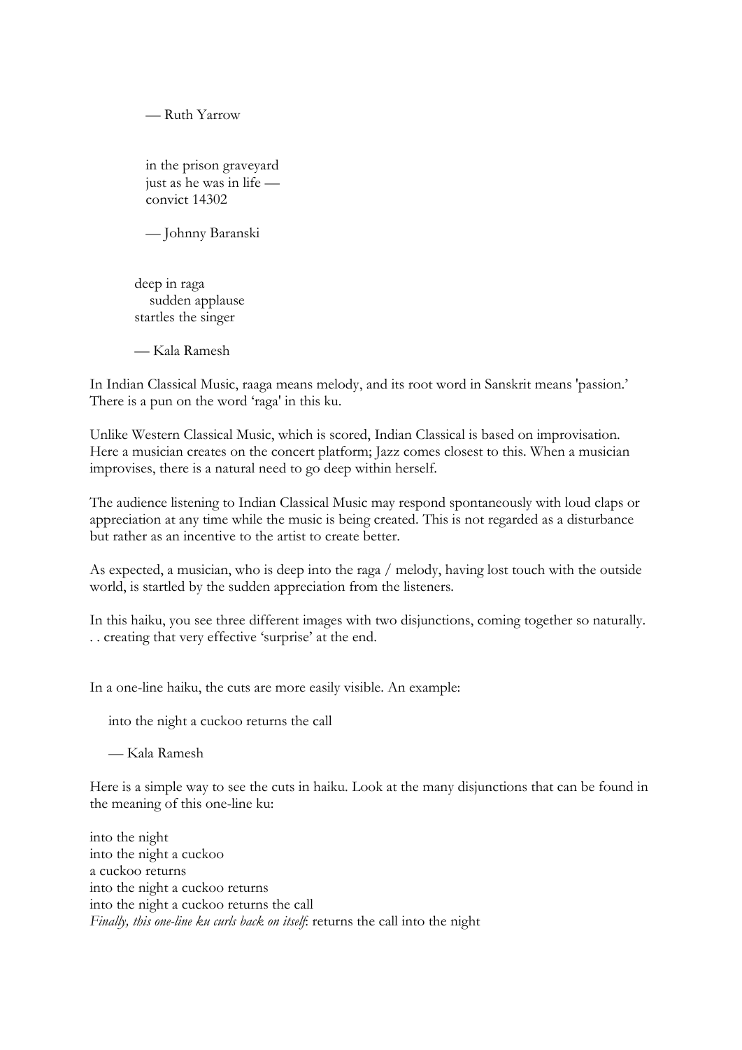— Ruth Yarrow

in the prison graveyard  
just as he was in life —  
convict 14302

— Johnny Baranski

deep in raga  
  sudden applause  
startles the singer

— Kala Ramesh

In Indian Classical Music, raaga means melody, and its root word in Sanskrit means 'passion.' There is a pun on the word 'raga' in this ku.

Unlike Western Classical Music, which is scored, Indian Classical is based on improvisation. Here a musician creates on the concert platform; Jazz comes closest to this. When a musician improvises, there is a natural need to go deep within herself.

The audience listening to Indian Classical Music may respond spontaneously with loud claps or appreciation at any time while the music is being created. This is not regarded as a disturbance but rather as an incentive to the artist to create better.

As expected, a musician, who is deep into the raga / melody, having lost touch with the outside world, is startled by the sudden appreciation from the listeners.

In this haiku, you see three different images with two disjunctions, coming together so naturally. . . creating that very effective 'surprise' at the end.

In a one-line haiku, the cuts are more easily visible. An example:

into the night a cuckoo returns the call

— Kala Ramesh

Here is a simple way to see the cuts in haiku. Look at the many disjunctions that can be found in the meaning of this one-line ku:

into the night  
into the night a cuckoo  
a cuckoo returns  
into the night a cuckoo returns  
into the night a cuckoo returns the call  
*Finally, this one-line ku curls back on itself*: returns the call into the night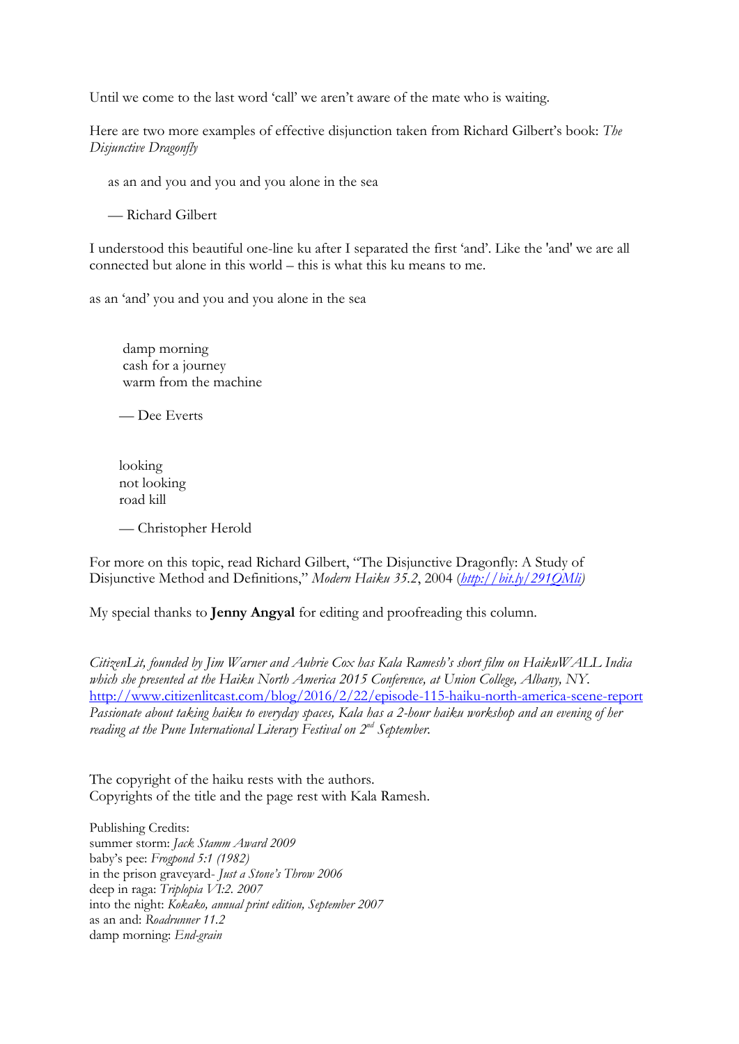Until we come to the last word 'call' we aren't aware of the mate who is waiting.

Here are two more examples of effective disjunction taken from Richard Gilbert's book: *The Disjunctive Dragonfly*

as an and you and you and you alone in the sea

— Richard Gilbert

I understood this beautiful one-line ku after I separated the first 'and'. Like the 'and' we are all connected but alone in this world – this is what this ku means to me.

as an 'and' you and you and you alone in the sea

damp morning  
cash for a journey  
warm from the machine

— Dee Everts

looking  
not looking  
road kill

— Christopher Herold

For more on this topic, read Richard Gilbert, "The Disjunctive Dragonfly: A Study of Disjunctive Method and Definitions," *Modern Haiku 35.2*, 2004 (*http://bit.ly/291QMli*)

My special thanks to **Jenny Angyal** for editing and proofreading this column.

*CitizenLit, founded by Jim Warner and Aubrie Cox has Kala Ramesh's short film on HaikuWALL India which she presented at the Haiku North America 2015 Conference, at Union College, Albany, NY.* http://www.citizenlitcast.com/blog/2016/2/22/episode-115-haiku-north-america-scene-report *Passionate about taking haiku to everyday spaces, Kala has a 2-hour haiku workshop and an evening of her reading at the Pune International Literary Festival on 2nd September.*

The copyright of the haiku rests with the authors.  
Copyrights of the title and the page rest with Kala Ramesh.

Publishing Credits:  
summer storm: *Jack Stamm Award 2009*  
baby's pee: *Frogpond 5:1 (1982)*  
in the prison graveyard- *Just a Stone's Throw 2006*  
deep in raga: *Triplopia VI:2. 2007*  
into the night: *Kokako, annual print edition, September 2007*  
as an and: *Roadrunner 11.2*  
damp morning: *End-grain*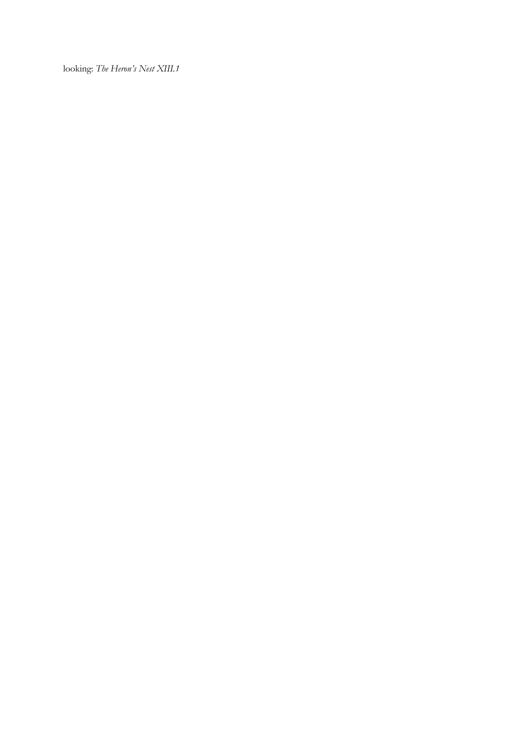looking: *The Heron's Nest XIII.1*